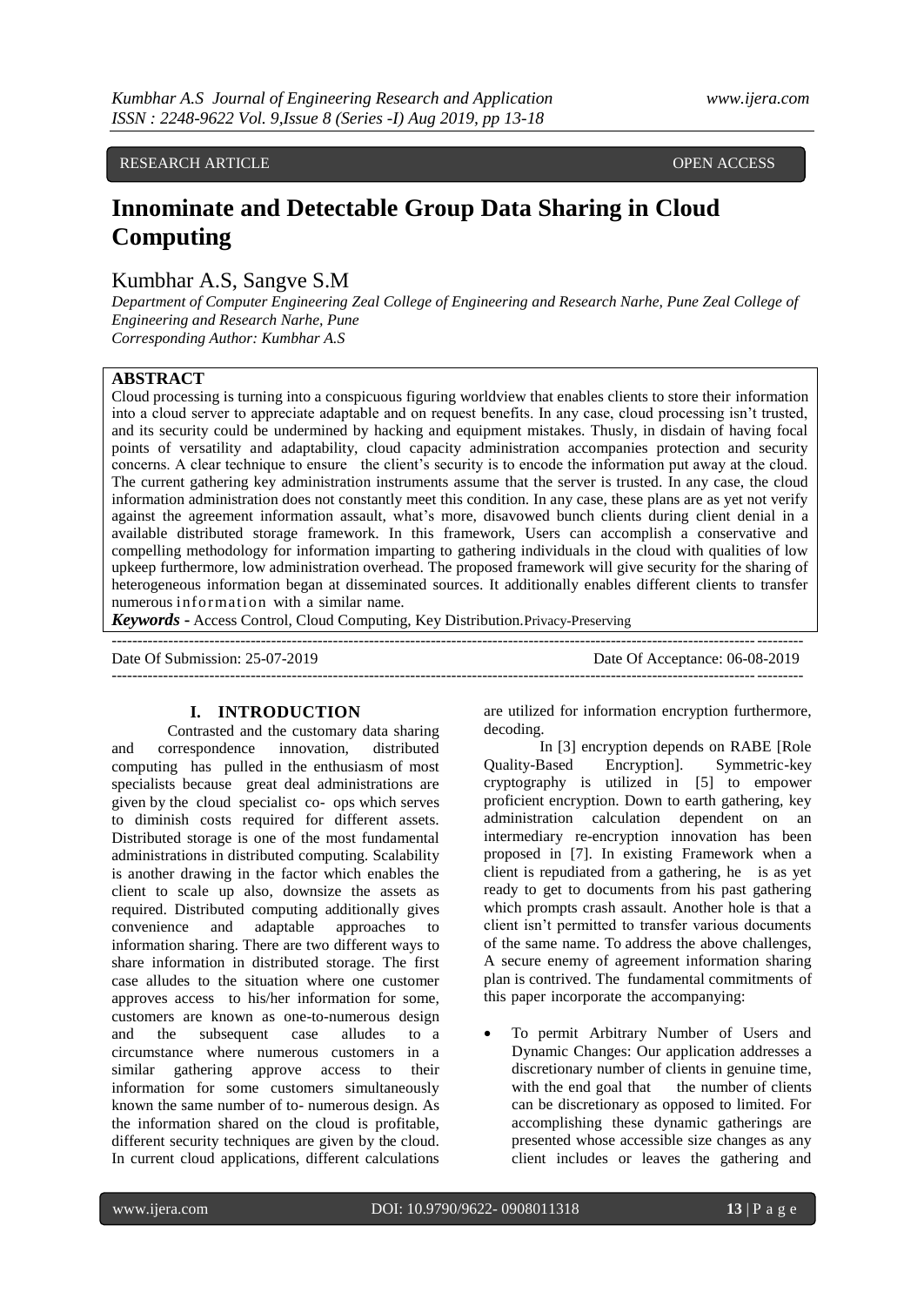RESEARCH ARTICLE OPEN ACCESS

# Innominate and Detectable Group Data Sharing in Cloud Computing

Kumbhar A.S, Sangve S.M

*Department of Computer Engineering Zeal College of Engineering and Research Narhe, Pune Zeal College of Engineering and Research Narhe, Pune*
*Corresponding Author: Kumbhar A.S*

## ABSTRACT

Cloud processing is turning into a conspicuous figuring worldview that enables clients to store their information into a cloud server to appreciate adaptable and on request benefits. In any case, cloud processing isn't trusted, and its security could be undermined by hacking and equipment mistakes. Thusly, in disdain of having focal points of versatility and adaptability, cloud capacity administration accompanies protection and security concerns. A clear technique to ensure the client's security is to encode the information put away at the cloud. The current gathering key administration instruments assume that the server is trusted. In any case, the cloud information administration does not constantly meet this condition. In any case, these plans are as yet not verify against the agreement information assault, what's more, disavowed bunch clients during client denial in a available distributed storage framework. In this framework, Users can accomplish a conservative and compelling methodology for information imparting to gathering individuals in the cloud with qualities of low upkeep furthermore, low administration overhead. The proposed framework will give security for the sharing of heterogeneous information began at disseminated sources. It additionally enables different clients to transfer numerous information with a similar name.

***Keywords* -** Access Control, Cloud Computing, Key Distribution.Privacy-Preserving

---

Date Of Submission: 25-07-2019 Date Of Acceptance: 06-08-2019

---

## I. INTRODUCTION

Contrasted and the customary data sharing and correspondence innovation, distributed computing has pulled in the enthusiasm of most specialists because great deal administrations are given by the cloud specialist co- ops which serves to diminish costs required for different assets. Distributed storage is one of the most fundamental administrations in distributed computing. Scalability is another drawing in the factor which enables the client to scale up also, downsize the assets as required. Distributed computing additionally gives convenience and adaptable approaches to information sharing. There are two different ways to share information in distributed storage. The first case alludes to the situation where one customer approves access to his/her information for some, customers are known as one-to-numerous design and the subsequent case alludes to a circumstance where numerous customers in a similar gathering approve access to their information for some customers simultaneously known the same number of to- numerous design. As the information shared on the cloud is profitable, different security techniques are given by the cloud. In current cloud applications, different calculations are utilized for information encryption furthermore, decoding.

In [3] encryption depends on RABE [Role Quality-Based Encryption]. Symmetric-key cryptography is utilized in [5] to empower proficient encryption. Down to earth gathering, key administration calculation dependent on an intermediary re-encryption innovation has been proposed in [7]. In existing Framework when a client is repudiated from a gathering, he is as yet ready to get to documents from his past gathering which prompts crash assault. Another hole is that a client isn't permitted to transfer various documents of the same name. To address the above challenges, A secure enemy of agreement information sharing plan is contrived. The fundamental commitments of this paper incorporate the accompanying:

- To permit Arbitrary Number of Users and Dynamic Changes: Our application addresses a discretionary number of clients in genuine time, with the end goal that the number of clients can be discretionary as opposed to limited. For accomplishing these dynamic gatherings are presented whose accessible size changes as any client includes or leaves the gathering and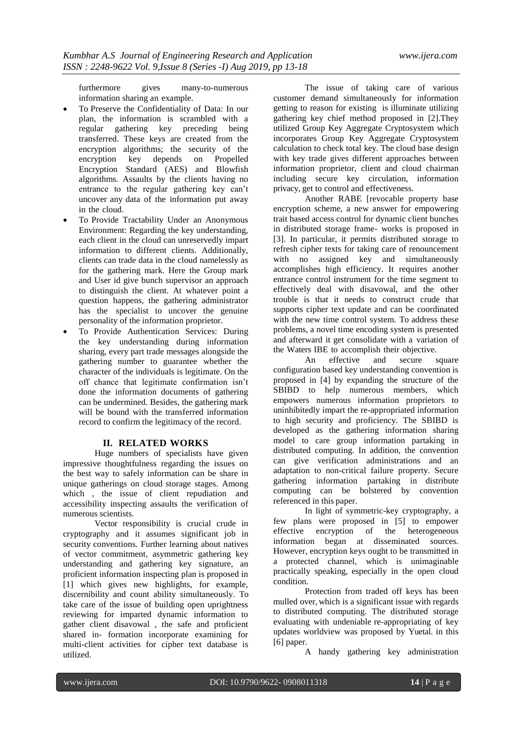furthermore gives many-to-numerous information sharing an example.

- To Preserve the Confidentiality of Data: In our plan, the information is scrambled with a regular gathering key preceding being transferred. These keys are created from the encryption algorithms; the security of the encryption key depends on Propelled Encryption Standard (AES) and Blowfish algorithms. Assaults by the clients having no entrance to the regular gathering key can't uncover any data of the information put away in the cloud.
- To Provide Tractability Under an Anonymous Environment: Regarding the key understanding, each client in the cloud can unreservedly impart information to different clients. Additionally, clients can trade data in the cloud namelessly as for the gathering mark. Here the Group mark and User id give bunch supervisor an approach to distinguish the client. At whatever point a question happens, the gathering administrator has the specialist to uncover the genuine personality of the information proprietor.
- To Provide Authentication Services: During the key understanding during information sharing, every part trade messages alongside the gathering number to guarantee whether the character of the individuals is legitimate. On the off chance that legitimate confirmation isn't done the information documents of gathering can be undermined. Besides, the gathering mark will be bound with the transferred information record to confirm the legitimacy of the record.

## II. RELATED WORKS

Huge numbers of specialists have given impressive thoughtfulness regarding the issues on the best way to safely information can be share in unique gatherings on cloud storage stages. Among which , the issue of client repudiation and accessibility inspecting assaults the verification of numerous scientists.

Vector responsibility is crucial crude in cryptography and it assumes significant job in security conventions. Further learning about natives of vector commitment, asymmetric gathering key understanding and gathering key signature, an proficient information inspecting plan is proposed in [1] which gives new highlights, for example, discernibility and count ability simultaneously. To take care of the issue of building open uprightness reviewing for imparted dynamic information to gather client disavowal , the safe and proficient shared in- formation incorporate examining for multi-client activities for cipher text database is utilized.

The issue of taking care of various customer demand simultaneously for information getting to reason for existing is illuminate utilizing gathering key chief method proposed in [2].They utilized Group Key Aggregate Cryptosystem which incorporates Group Key Aggregate Cryptosystem calculation to check total key. The cloud base design with key trade gives different approaches between information proprietor, client and cloud chairman including secure key circulation, information privacy, get to control and effectiveness.

Another RABE [revocable property base encryption scheme, a new answer for empowering trait based access control for dynamic client bunches in distributed storage frame- works is proposed in [3]. In particular, it permits distributed storage to refresh cipher texts for taking care of renouncement with no assigned key and simultaneously accomplishes high efficiency. It requires another entrance control instrument for the time segment to effectively deal with disavowal, and the other trouble is that it needs to construct crude that supports cipher text update and can be coordinated with the new time control system. To address these problems, a novel time encoding system is presented and afterward it get consolidate with a variation of the Waters IBE to accomplish their objective.

An effective and secure square configuration based key understanding convention is proposed in [4] by expanding the structure of the SBIBD to help numerous members, which empowers numerous information proprietors to uninhibitedly impart the re-appropriated information to high security and proficiency. The SBIBD is developed as the gathering information sharing model to care group information partaking in distributed computing. In addition, the convention can give verification administrations and an adaptation to non-critical failure property. Secure gathering information partaking in distribute computing can be bolstered by convention referenced in this paper.

In light of symmetric-key cryptography, a few plans were proposed in [5] to empower effective encryption of the heterogeneous information began at disseminated sources. However, encryption keys ought to be transmitted in a protected channel, which is unimaginable practically speaking, especially in the open cloud condition.

Protection from traded off keys has been mulled over, which is a significant issue with regards to distributed computing. The distributed storage evaluating with undeniable re-appropriating of key updates worldview was proposed by Yuetal. in this [6] paper.

A handy gathering key administration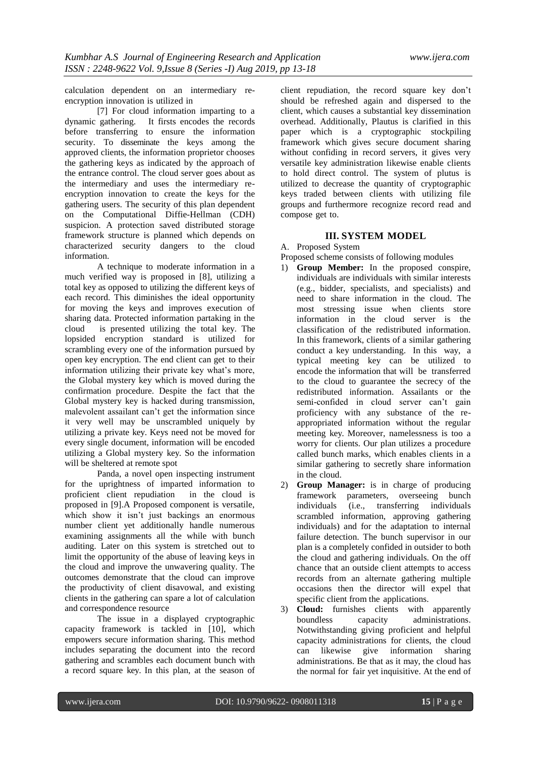calculation dependent on an intermediary re-encryption innovation is utilized in

[7] For cloud information imparting to a dynamic gathering. It firsts encodes the records before transferring to ensure the information security. To disseminate the keys among the approved clients, the information proprietor chooses the gathering keys as indicated by the approach of the entrance control. The cloud server goes about as the intermediary and uses the intermediary re-encryption innovation to create the keys for the gathering users. The security of this plan dependent on the Computational Diffie-Hellman (CDH) suspicion. A protection saved distributed storage framework structure is planned which depends on characterized security dangers to the cloud information.

A technique to moderate information in a much verified way is proposed in [8], utilizing a total key as opposed to utilizing the different keys of each record. This diminishes the ideal opportunity for moving the keys and improves execution of sharing data. Protected information partaking in the cloud is presented utilizing the total key. The lopsided encryption standard is utilized for scrambling every one of the information pursued by open key encryption. The end client can get to their information utilizing their private key what's more, the Global mystery key which is moved during the confirmation procedure. Despite the fact that the Global mystery key is hacked during transmission, malevolent assailant can't get the information since it very well may be unscrambled uniquely by utilizing a private key. Keys need not be moved for every single document, information will be encoded utilizing a Global mystery key. So the information will be sheltered at remote spot

Panda, a novel open inspecting instrument for the uprightness of imparted information to proficient client repudiation in the cloud is proposed in [9].A Proposed component is versatile, which show it isn't just backings an enormous number client yet additionally handle numerous examining assignments all the while with bunch auditing. Later on this system is stretched out to limit the opportunity of the abuse of leaving keys in the cloud and improve the unwavering quality. The outcomes demonstrate that the cloud can improve the productivity of client disavowal, and existing clients in the gathering can spare a lot of calculation and correspondence resource

The issue in a displayed cryptographic capacity framework is tackled in [10], which empowers secure information sharing. This method includes separating the document into the record gathering and scrambles each document bunch with a record square key. In this plan, at the season of client repudiation, the record square key don't should be refreshed again and dispersed to the client, which causes a substantial key dissemination overhead. Additionally, Plautus is clarified in this paper which is a cryptographic stockpiling framework which gives secure document sharing without confiding in record servers, it gives very versatile key administration likewise enable clients to hold direct control. The system of plutus is utilized to decrease the quantity of cryptographic keys traded between clients with utilizing file groups and furthermore recognize record read and compose get to.

## III. SYSTEM MODEL

A. Proposed System

Proposed scheme consists of following modules

1) **Group Member:** In the proposed conspire, individuals are individuals with similar interests (e.g., bidder, specialists, and specialists) and need to share information in the cloud. The most stressing issue when clients store information in the cloud server is the classification of the redistributed information. In this framework, clients of a similar gathering conduct a key understanding. In this way, a typical meeting key can be utilized to encode the information that will be transferred to the cloud to guarantee the secrecy of the redistributed information. Assailants or the semi-confided in cloud server can't gain proficiency with any substance of the re-appropriated information without the regular meeting key. Moreover, namelessness is too a worry for clients. Our plan utilizes a procedure called bunch marks, which enables clients in a similar gathering to secretly share information in the cloud.
2) **Group Manager:** is in charge of producing framework parameters, overseeing bunch individuals (i.e., transferring individuals scrambled information, approving gathering individuals) and for the adaptation to internal failure detection. The bunch supervisor in our plan is a completely confided in outsider to both the cloud and gathering individuals. On the off chance that an outside client attempts to access records from an alternate gathering multiple occasions then the director will expel that specific client from the applications.
3) **Cloud:** furnishes clients with apparently boundless capacity administrations. Notwithstanding giving proficient and helpful capacity administrations for clients, the cloud can likewise give information sharing administrations. Be that as it may, the cloud has the normal for fair yet inquisitive. At the end of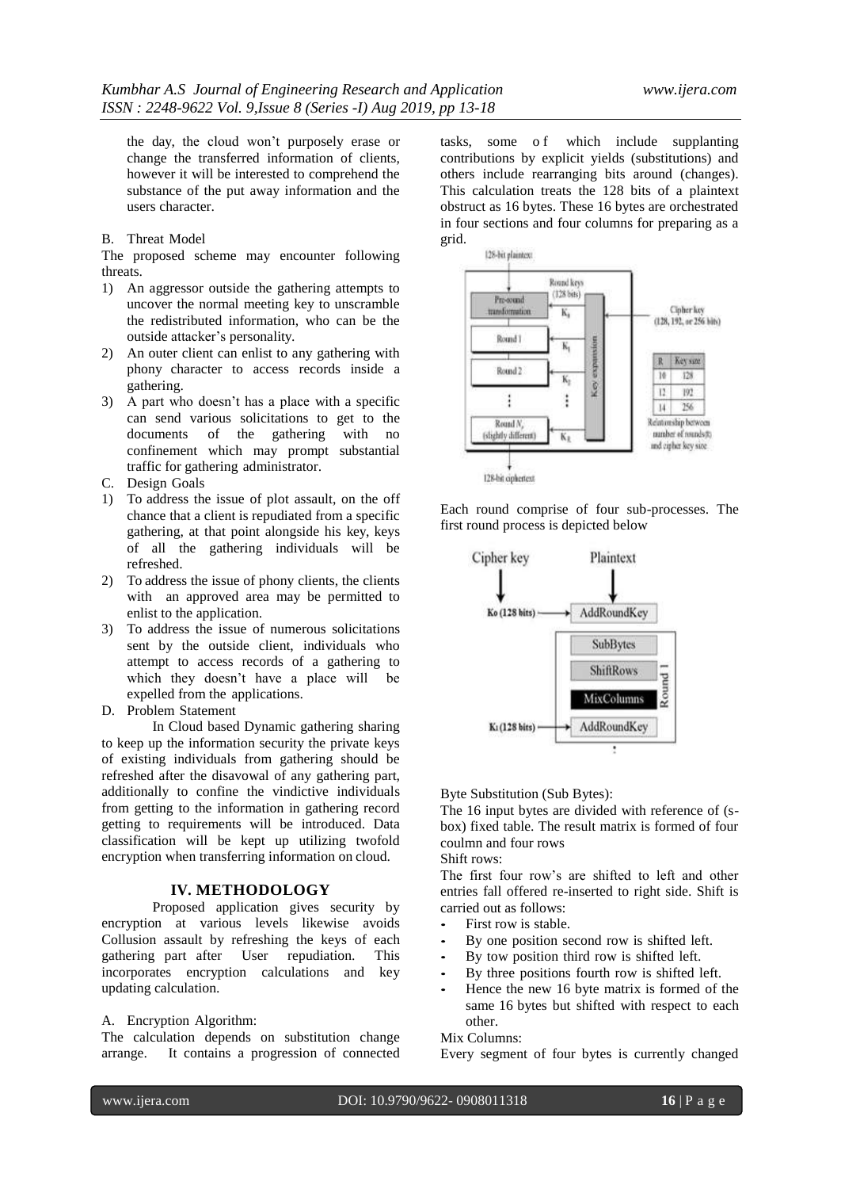the day, the cloud won't purposely erase or change the transferred information of clients, however it will be interested to comprehend the substance of the put away information and the users character.

B. Threat Model

The proposed scheme may encounter following threats.

1) An aggressor outside the gathering attempts to uncover the normal meeting key to unscramble the redistributed information, who can be the outside attacker's personality.
2) An outer client can enlist to any gathering with phony character to access records inside a gathering.
3) A part who doesn't has a place with a specific can send various solicitations to get to the documents of the gathering with no confinement which may prompt substantial traffic for gathering administrator.

C. Design Goals

1) To address the issue of plot assault, on the off chance that a client is repudiated from a specific gathering, at that point alongside his key, keys of all the gathering individuals will be refreshed.
2) To address the issue of phony clients, the clients with an approved area may be permitted to enlist to the application.
3) To address the issue of numerous solicitations sent by the outside client, individuals who attempt to access records of a gathering to which they doesn't have a place will be expelled from the applications.

D. Problem Statement

In Cloud based Dynamic gathering sharing to keep up the information security the private keys of existing individuals from gathering should be refreshed after the disavowal of any gathering part, additionally to confine the vindictive individuals from getting to the information in gathering record getting to requirements will be introduced. Data classification will be kept up utilizing twofold encryption when transferring information on cloud.

## IV. METHODOLOGY

Proposed application gives security by encryption at various levels likewise avoids Collusion assault by refreshing the keys of each gathering part after User repudiation. This incorporates encryption calculations and key updating calculation.

A. Encryption Algorithm:

The calculation depends on substitution change arrange. It contains a progression of connected tasks, some of which include supplanting contributions by explicit yields (substitutions) and others include rearranging bits around (changes). This calculation treats the 128 bits of a plaintext obstruct as 16 bytes. These 16 bytes are orchestrated in four sections and four columns for preparing as a grid.

Each round comprise of four sub-processes. The first round process is depicted below

Byte Substitution (Sub Bytes):

The 16 input bytes are divided with reference of (s-box) fixed table. The result matrix is formed of four coulmn and four rows

Shift rows:

The first four row's are shifted to left and other entries fall offered re-inserted to right side. Shift is carried out as follows:

- First row is stable.
- By one position second row is shifted left.
- By tow position third row is shifted left.
- By three positions fourth row is shifted left.
- Hence the new 16 byte matrix is formed of the same 16 bytes but shifted with respect to each other.

Mix Columns:

Every segment of four bytes is currently changed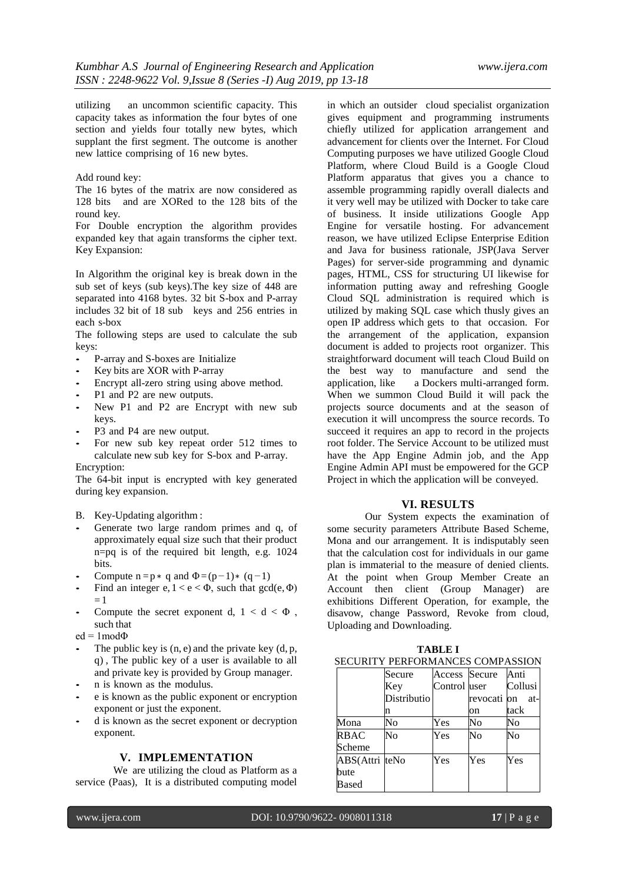utilizing an uncommon scientific capacity. This capacity takes as information the four bytes of one section and yields four totally new bytes, which supplant the first segment. The outcome is another new lattice comprising of 16 new bytes.

Add round key:

The 16 bytes of the matrix are now considered as 128 bits and are XORed to the 128 bits of the round key.

For Double encryption the algorithm provides expanded key that again transforms the cipher text.

Key Expansion:

In Algorithm the original key is break down in the sub set of keys (sub keys).The key size of 448 are separated into 4168 bytes. 32 bit S-box and P-array includes 32 bit of 18 sub keys and 256 entries in each s-box

The following steps are used to calculate the sub keys:

- P-array and S-boxes are Initialize
- Key bits are XOR with P-array
- Encrypt all-zero string using above method.
- P1 and P2 are new outputs.
- New P1 and P2 are Encrypt with new sub keys.
- P3 and P4 are new output.
- For new sub key repeat order 512 times to calculate new sub key for S-box and P-array.

Encryption:

The 64-bit input is encrypted with key generated during key expansion.

B. Key-Updating algorithm :

- Generate two large random primes and q, of approximately equal size such that their product n=pq is of the required bit length, e.g. 1024 bits.
- Compute $n = p * q$ and $\Phi = (p-1) * (q-1)$
- Find an integer e, $1 < e < \Phi$, such that $\gcd(e, \Phi) = 1$
- Compute the secret exponent d, $1 < d < \Phi$ , such that

$ed = 1 \bmod \Phi$

- The public key is (n, e) and the private key (d, p, q) , The public key of a user is available to all and private key is provided by Group manager.
- n is known as the modulus.
- e is known as the public exponent or encryption exponent or just the exponent.
- d is known as the secret exponent or decryption exponent.

## V. IMPLEMENTATION

We are utilizing the cloud as Platform as a service (Paas), It is a distributed computing model in which an outsider cloud specialist organization gives equipment and programming instruments chiefly utilized for application arrangement and advancement for clients over the Internet. For Cloud Computing purposes we have utilized Google Cloud Platform, where Cloud Build is a Google Cloud Platform apparatus that gives you a chance to assemble programming rapidly overall dialects and it very well may be utilized with Docker to take care of business. It inside utilizations Google App Engine for versatile hosting. For advancement reason, we have utilized Eclipse Enterprise Edition and Java for business rationale, JSP(Java Server Pages) for server-side programming and dynamic pages, HTML, CSS for structuring UI likewise for information putting away and refreshing Google Cloud SQL administration is required which is utilized by making SQL case which thusly gives an open IP address which gets to that occasion. For the arrangement of the application, expansion document is added to projects root organizer. This straightforward document will teach Cloud Build on the best way to manufacture and send the application, like a Dockers multi-arranged form. When we summon Cloud Build it will pack the projects source documents and at the season of execution it will uncompress the source records. To succeed it requires an app to record in the projects root folder. The Service Account to be utilized must have the App Engine Admin job, and the App Engine Admin API must be empowered for the GCP Project in which the application will be conveyed.

## VI. RESULTS

Our System expects the examination of some security parameters Attribute Based Scheme, Mona and our arrangement. It is indisputably seen that the calculation cost for individuals in our game plan is immaterial to the measure of denied clients. At the point when Group Member Create an Account then client (Group Manager) are exhibitions Different Operation, for example, the disavow, change Password, Revoke from cloud, Uploading and Downloading.

**TABLE I**
SECURITY PERFORMANCES COMPASSION

| | Secure Key Distribution | Access Control | Secure user revocation | Anti Collusion attack |
|---|---|---|---|---|
| Mona | No | Yes | No | No |
| RBAC Scheme | No | Yes | No | No |
| ABS(Attribute Based | No | Yes | Yes | Yes |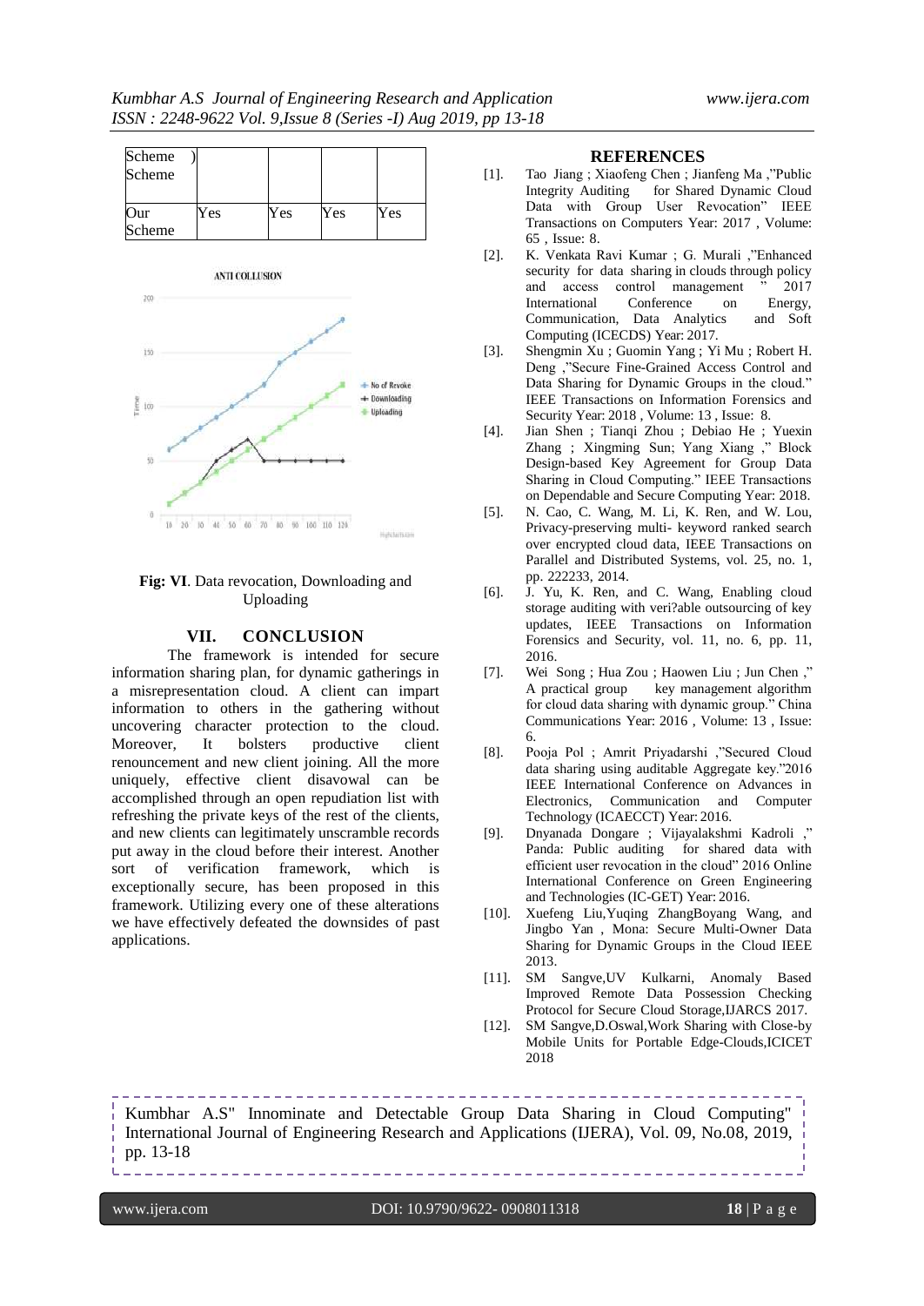| | | | | |
|---|---|---|---|---|
| Scheme ) Scheme | | | | |
| Our Scheme | Yes | Yes | Yes | Yes |

ANTI COLLUSION

200

150

100

50

0

Time

10 20 30 40 50 60 70 80 90 100 110 120

No of Revoke
Downloading
Uploading

**Fig: VI**. Data revocation, Downloading and Uploading

## VII. CONCLUSION

The framework is intended for secure information sharing plan, for dynamic gatherings in a misrepresentation cloud. A client can impart information to others in the gathering without uncovering character protection to the cloud. Moreover, It bolsters productive client renouncement and new client joining. All the more uniquely, effective client disavowal can be accomplished through an open repudiation list with refreshing the private keys of the rest of the clients, and new clients can legitimately unscramble records put away in the cloud before their interest. Another sort of verification framework, which is exceptionally secure, has been proposed in this framework. Utilizing every one of these alterations we have effectively defeated the downsides of past applications.

## REFERENCES

[1]. Tao Jiang ; Xiaofeng Chen ; Jianfeng Ma ,"Public Integrity Auditing for Shared Dynamic Cloud Data with Group User Revocation" IEEE Transactions on Computers Year: 2017 , Volume: 65 , Issue: 8.

[2]. K. Venkata Ravi Kumar ; G. Murali ,"Enhanced security for data sharing in clouds through policy and access control management " 2017 International Conference on Energy, Communication, Data Analytics and Soft Computing (ICECDS) Year: 2017.

[3]. Shengmin Xu ; Guomin Yang ; Yi Mu ; Robert H. Deng ,"Secure Fine-Grained Access Control and Data Sharing for Dynamic Groups in the cloud." IEEE Transactions on Information Forensics and Security Year: 2018 , Volume: 13 , Issue: 8.

[4]. Jian Shen ; Tianqi Zhou ; Debiao He ; Yuexin Zhang ; Xingming Sun; Yang Xiang ," Block Design-based Key Agreement for Group Data Sharing in Cloud Computing." IEEE Transactions on Dependable and Secure Computing Year: 2018.

[5]. N. Cao, C. Wang, M. Li, K. Ren, and W. Lou, Privacy-preserving multi- keyword ranked search over encrypted cloud data, IEEE Transactions on Parallel and Distributed Systems, vol. 25, no. 1, pp. 222233, 2014.

[6]. J. Yu, K. Ren, and C. Wang, Enabling cloud storage auditing with veri?able outsourcing of key updates, IEEE Transactions on Information Forensics and Security, vol. 11, no. 6, pp. 11, 2016.

[7]. Wei Song ; Hua Zou ; Haowen Liu ; Jun Chen ," A practical group key management algorithm for cloud data sharing with dynamic group." China Communications Year: 2016 , Volume: 13 , Issue: 6.

[8]. Pooja Pol ; Amrit Priyadarshi ,"Secured Cloud data sharing using auditable Aggregate key."2016 IEEE International Conference on Advances in Electronics, Communication and Computer Technology (ICAECCT) Year: 2016.

[9]. Dnyanada Dongare ; Vijayalakshmi Kadroli ," Panda: Public auditing for shared data with efficient user revocation in the cloud" 2016 Online International Conference on Green Engineering and Technologies (IC-GET) Year: 2016.

[10]. Xuefeng Liu,Yuqing ZhangBoyang Wang, and Jingbo Yan , Mona: Secure Multi-Owner Data Sharing for Dynamic Groups in the Cloud IEEE 2013.

[11]. SM Sangve,UV Kulkarni, Anomaly Based Improved Remote Data Possession Checking Protocol for Secure Cloud Storage,IJARCS 2017.

[12]. SM Sangve,D.Oswal,Work Sharing with Close-by Mobile Units for Portable Edge-Clouds,ICICET 2018

Kumbhar A.S" Innominate and Detectable Group Data Sharing in Cloud Computing" International Journal of Engineering Research and Applications (IJERA), Vol. 09, No.08, 2019, pp. 13-18